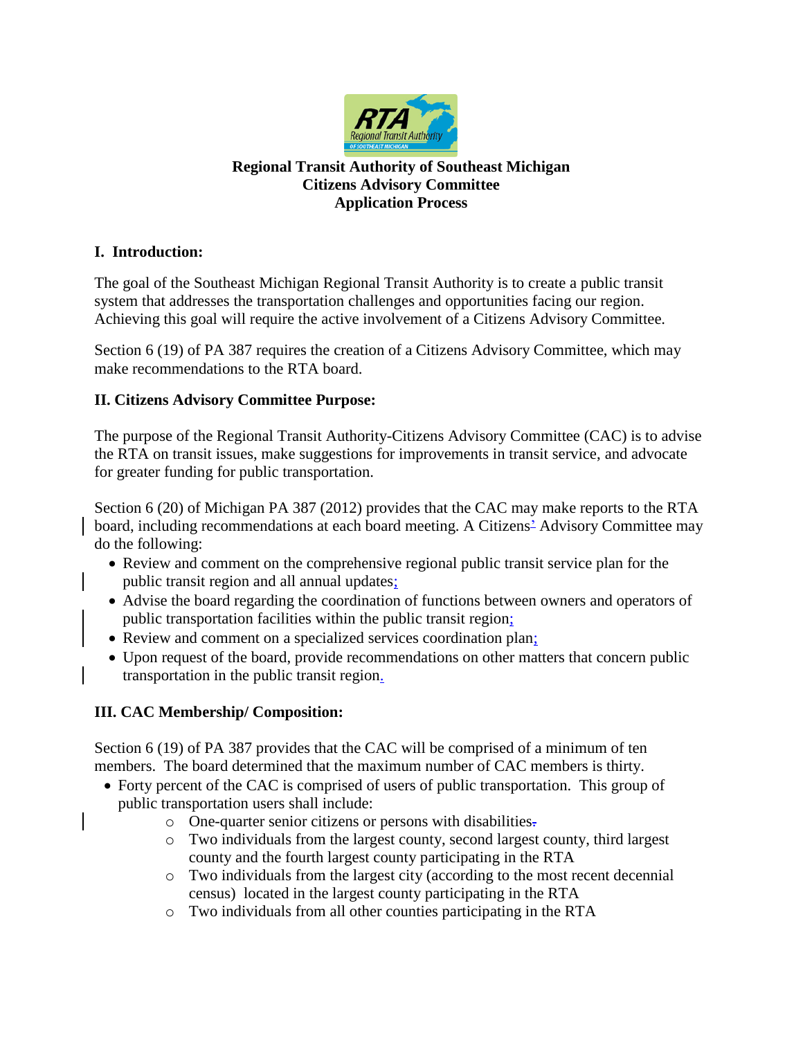**Regional Transit Authority of Southeast Michigan**
**Citizens Advisory Committee**
**Application Process**

## I. Introduction:

The goal of the Southeast Michigan Regional Transit Authority is to create a public transit system that addresses the transportation challenges and opportunities facing our region. Achieving this goal will require the active involvement of a Citizens Advisory Committee.

Section 6 (19) of PA 387 requires the creation of a Citizens Advisory Committee, which may make recommendations to the RTA board.

## II. Citizens Advisory Committee Purpose:

The purpose of the Regional Transit Authority-Citizens Advisory Committee (CAC) is to advise the RTA on transit issues, make suggestions for improvements in transit service, and advocate for greater funding for public transportation.

Section 6 (20) of Michigan PA 387 (2012) provides that the CAC may make reports to the RTA board, including recommendations at each board meeting. A Citizens' Advisory Committee may do the following:

- Review and comment on the comprehensive regional public transit service plan for the public transit region and all annual updates;
- Advise the board regarding the coordination of functions between owners and operators of public transportation facilities within the public transit region;
- Review and comment on a specialized services coordination plan;
- Upon request of the board, provide recommendations on other matters that concern public transportation in the public transit region.

## III. CAC Membership/ Composition:

Section 6 (19) of PA 387 provides that the CAC will be comprised of a minimum of ten members. The board determined that the maximum number of CAC members is thirty.

- Forty percent of the CAC is comprised of users of public transportation. This group of public transportation users shall include:
  - One-quarter senior citizens or persons with disabilities.
  - Two individuals from the largest county, second largest county, third largest county and the fourth largest county participating in the RTA
  - Two individuals from the largest city (according to the most recent decennial census) located in the largest county participating in the RTA
  - Two individuals from all other counties participating in the RTA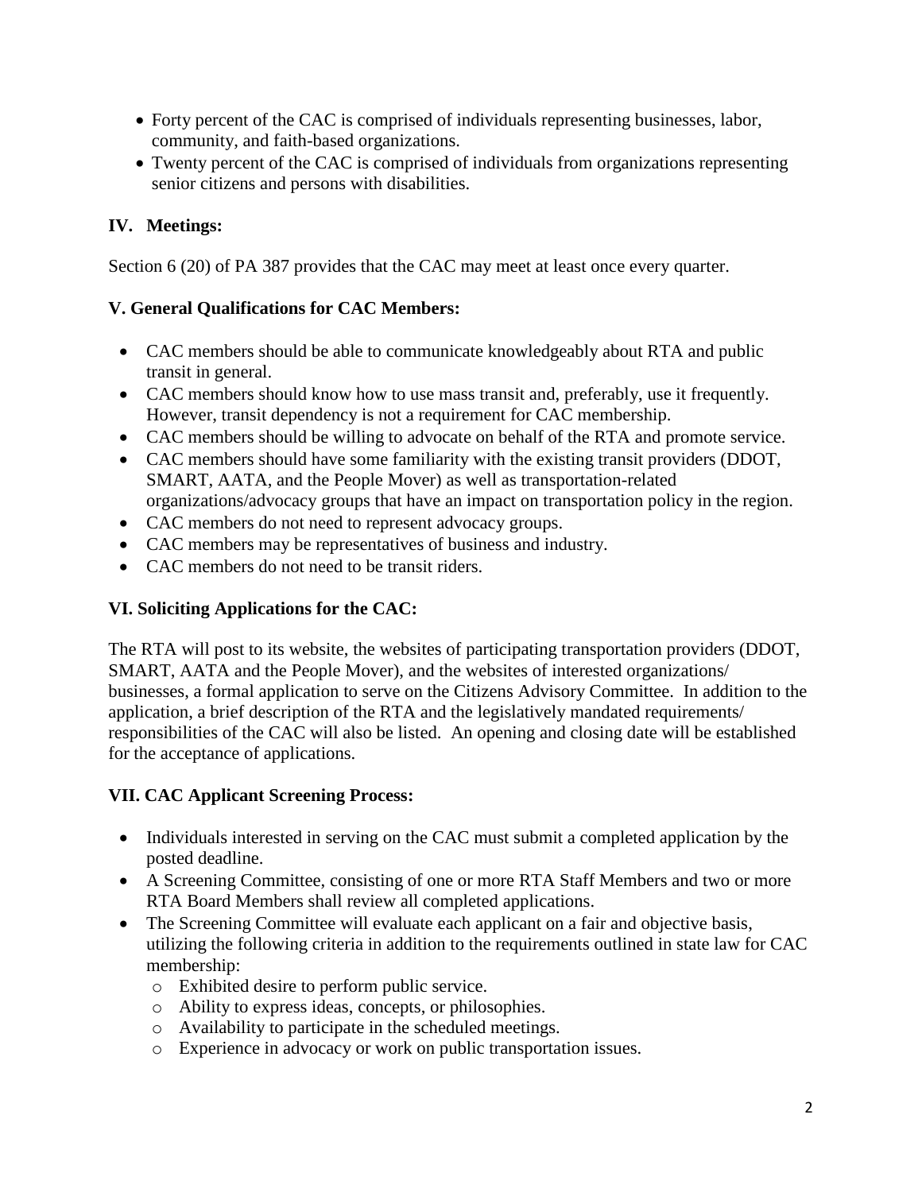- Forty percent of the CAC is comprised of individuals representing businesses, labor, community, and faith-based organizations.
- Twenty percent of the CAC is comprised of individuals from organizations representing senior citizens and persons with disabilities.

## IV. Meetings:

Section 6 (20) of PA 387 provides that the CAC may meet at least once every quarter.

## V. General Qualifications for CAC Members:

- CAC members should be able to communicate knowledgeably about RTA and public transit in general.
- CAC members should know how to use mass transit and, preferably, use it frequently. However, transit dependency is not a requirement for CAC membership.
- CAC members should be willing to advocate on behalf of the RTA and promote service.
- CAC members should have some familiarity with the existing transit providers (DDOT, SMART, AATA, and the People Mover) as well as transportation-related organizations/advocacy groups that have an impact on transportation policy in the region.
- CAC members do not need to represent advocacy groups.
- CAC members may be representatives of business and industry.
- CAC members do not need to be transit riders.

## VI. Soliciting Applications for the CAC:

The RTA will post to its website, the websites of participating transportation providers (DDOT, SMART, AATA and the People Mover), and the websites of interested organizations/ businesses, a formal application to serve on the Citizens Advisory Committee. In addition to the application, a brief description of the RTA and the legislatively mandated requirements/ responsibilities of the CAC will also be listed. An opening and closing date will be established for the acceptance of applications.

## VII. CAC Applicant Screening Process:

- Individuals interested in serving on the CAC must submit a completed application by the posted deadline.
- A Screening Committee, consisting of one or more RTA Staff Members and two or more RTA Board Members shall review all completed applications.
- The Screening Committee will evaluate each applicant on a fair and objective basis, utilizing the following criteria in addition to the requirements outlined in state law for CAC membership:
  - Exhibited desire to perform public service.
  - Ability to express ideas, concepts, or philosophies.
  - Availability to participate in the scheduled meetings.
  - Experience in advocacy or work on public transportation issues.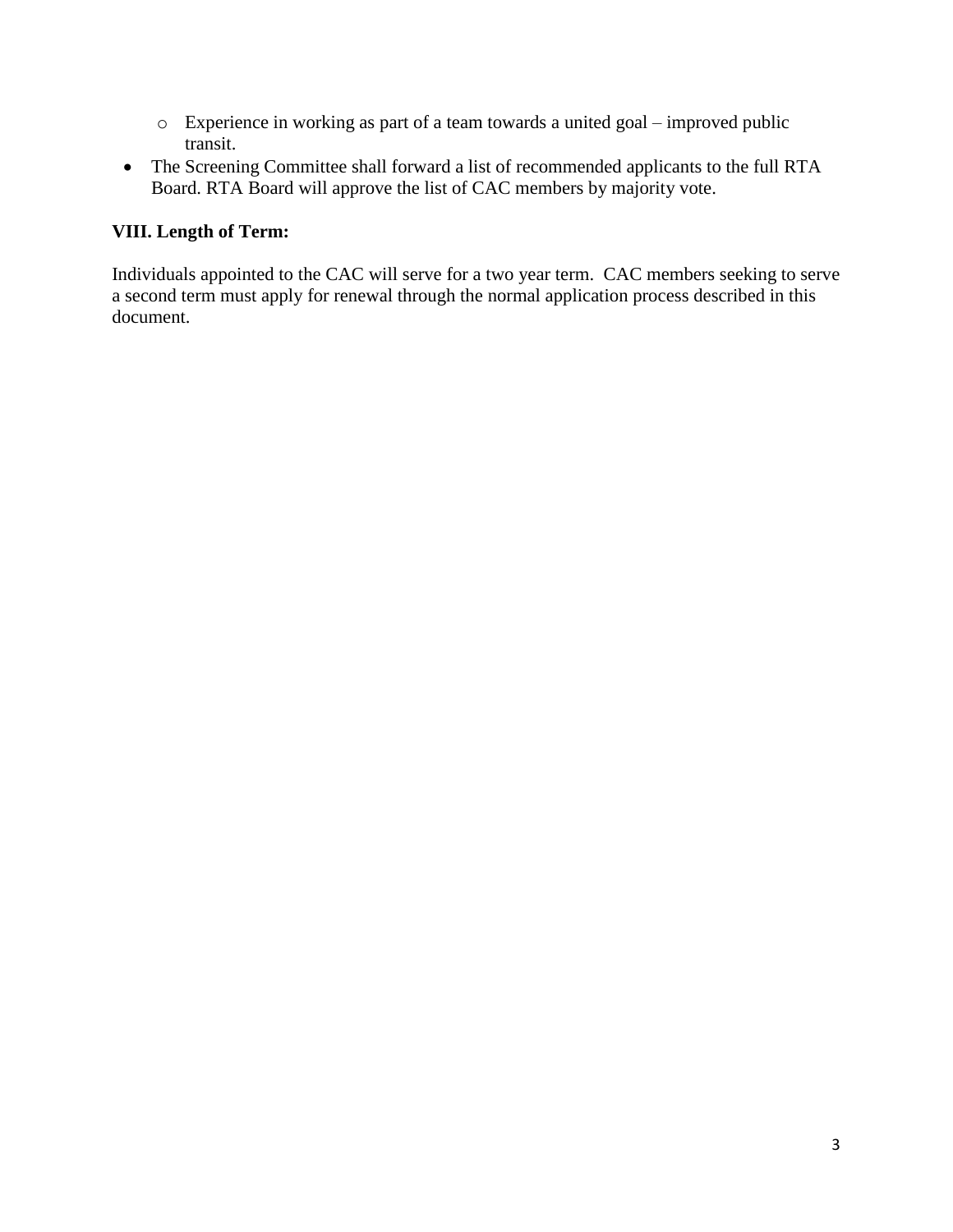- Experience in working as part of a team towards a united goal – improved public transit.
- The Screening Committee shall forward a list of recommended applicants to the full RTA Board. RTA Board will approve the list of CAC members by majority vote.

**VIII. Length of Term:**

Individuals appointed to the CAC will serve for a two year term. CAC members seeking to serve a second term must apply for renewal through the normal application process described in this document.